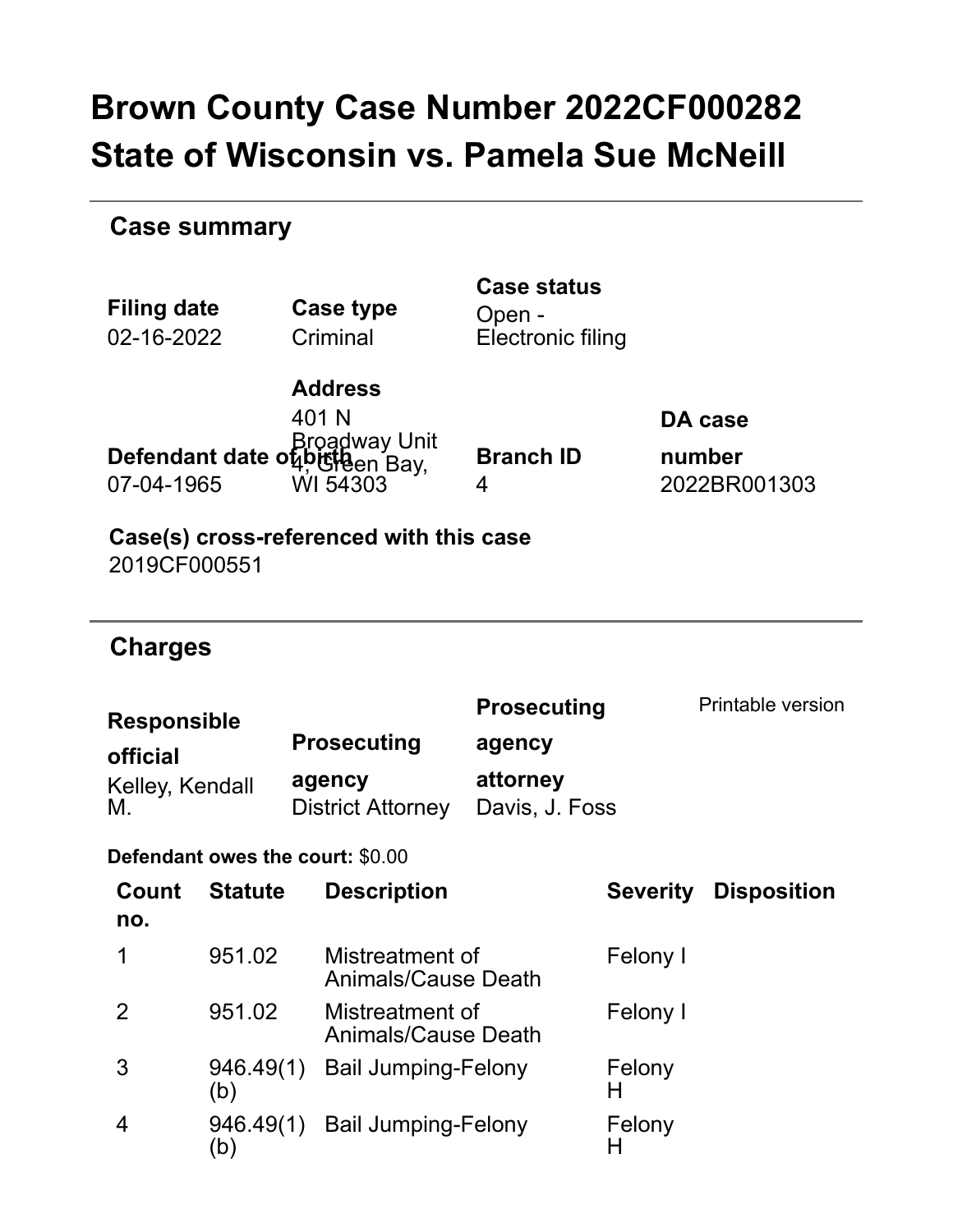# Brown County Case Number 2022CF000282 State of Wisconsin vs. Pamela Sue McNeill

## Case summary

| Filing date | Case type | Case status |
|---|---|---|
| 02-16-2022 | Criminal | Open - Electronic filing |

| Defendant date of birth | Address | Branch ID | DA case number |
|---|---|---|---|
| 07-04-1965 | 401 N Broadway Unit 4, Green Bay, WI 54303 | 4 | 2022BR001303 |

**Case(s) cross-referenced with this case**
2019CF000551

## Charges

| Responsible official | Prosecuting agency | Prosecuting agency attorney |
|---|---|---|
| Kelley, Kendall M. | District Attorney | Davis, J. Foss |

Printable version

**Defendant owes the court:** $0.00

| Count no. | Statute | Description | Severity | Disposition |
|---|---|---|---|---|
| 1 | 951.02 | Mistreatment of Animals/Cause Death | Felony I | |
| 2 | 951.02 | Mistreatment of Animals/Cause Death | Felony I | |
| 3 | 946.49(1)(b) | Bail Jumping-Felony | Felony H | |
| 4 | 946.49(1)(b) | Bail Jumping-Felony | Felony H | |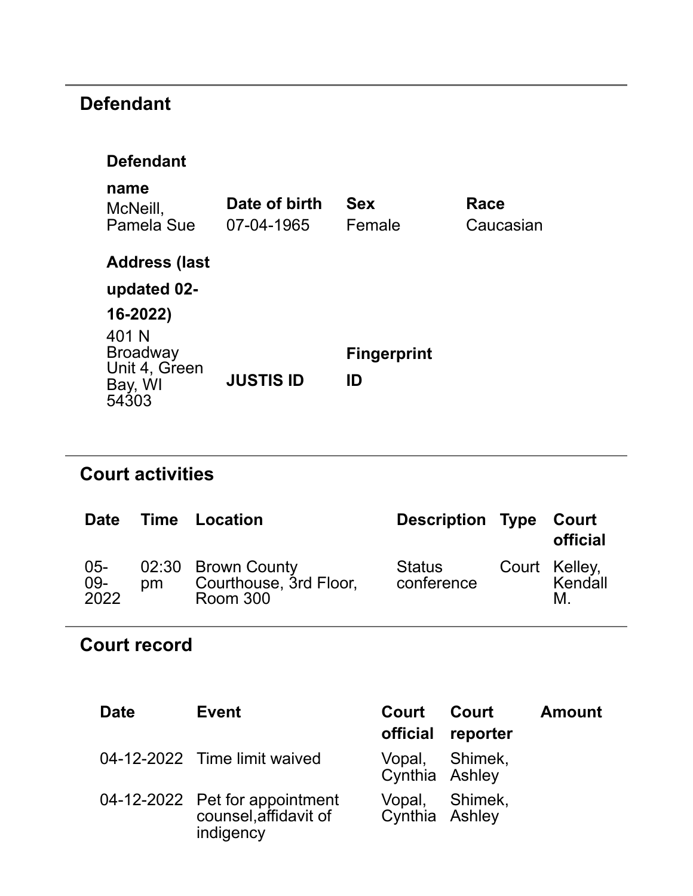## Defendant

| Defendant name | Date of birth | Sex | Race |
| --- | --- | --- | --- |
| McNeill, Pamela Sue | 07-04-1965 | Female | Caucasian |

| Address (last updated 02-16-2022) | JUSTIS ID | Fingerprint ID |
| --- | --- | --- |
| 401 N Broadway Unit 4, Green Bay, WI 54303 | | |

## Court activities

| Date | Time | Location | Description | Type | Court official |
| --- | --- | --- | --- | --- | --- |
| 05-09-2022 | 02:30 pm | Brown County Courthouse, 3rd Floor, Room 300 | Status conference | Court | Kelley, Kendall M. |

## Court record

| Date | Event | Court official | Court reporter | Amount |
| --- | --- | --- | --- | --- |
| 04-12-2022 | Time limit waived | Vopal, Cynthia | Shimek, Ashley | |
| 04-12-2022 | Pet for appointment counsel,affidavit of indigency | Vopal, Cynthia | Shimek, Ashley | |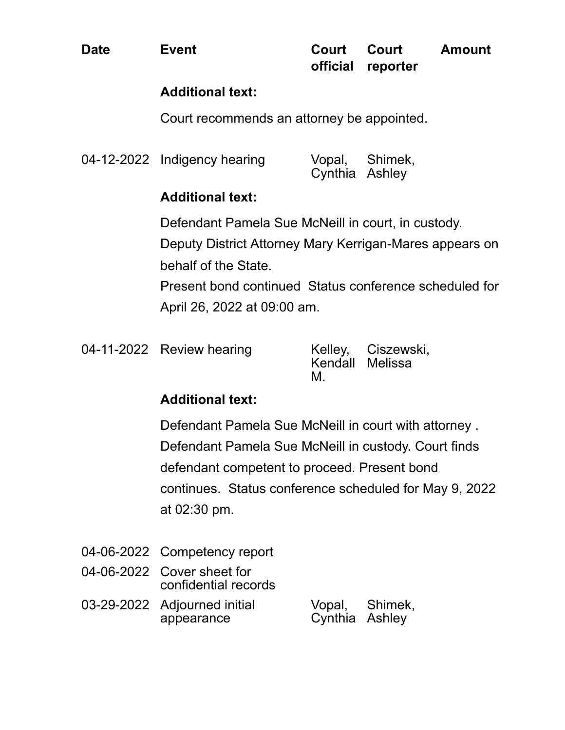| Date | Event | Court official | Court reporter | Amount |
|---|---|---|---|---|

**Additional text:**

Court recommends an attorney be appointed.

| Date | Event | Court official | Court reporter | Amount |
|---|---|---|---|---|
| 04-12-2022 | Indigency hearing | Vopal, Cynthia | Shimek, Ashley | |

**Additional text:**

Defendant Pamela Sue McNeill in court, in custody.
Deputy District Attorney Mary Kerrigan-Mares appears on behalf of the State.
Present bond continued  Status conference scheduled for April 26, 2022 at 09:00 am.

| Date | Event | Court official | Court reporter | Amount |
|---|---|---|---|---|
| 04-11-2022 | Review hearing | Kelley, Kendall M. | Ciszewski, Melissa | |

**Additional text:**

Defendant Pamela Sue McNeill in court with attorney . Defendant Pamela Sue McNeill in custody. Court finds defendant competent to proceed. Present bond continues.  Status conference scheduled for May 9, 2022 at 02:30 pm.

| Date | Event | Court official | Court reporter | Amount |
|---|---|---|---|---|
| 04-06-2022 | Competency report | | | |
| 04-06-2022 | Cover sheet for confidential records | | | |
| 03-29-2022 | Adjourned initial appearance | Vopal, Cynthia | Shimek, Ashley | |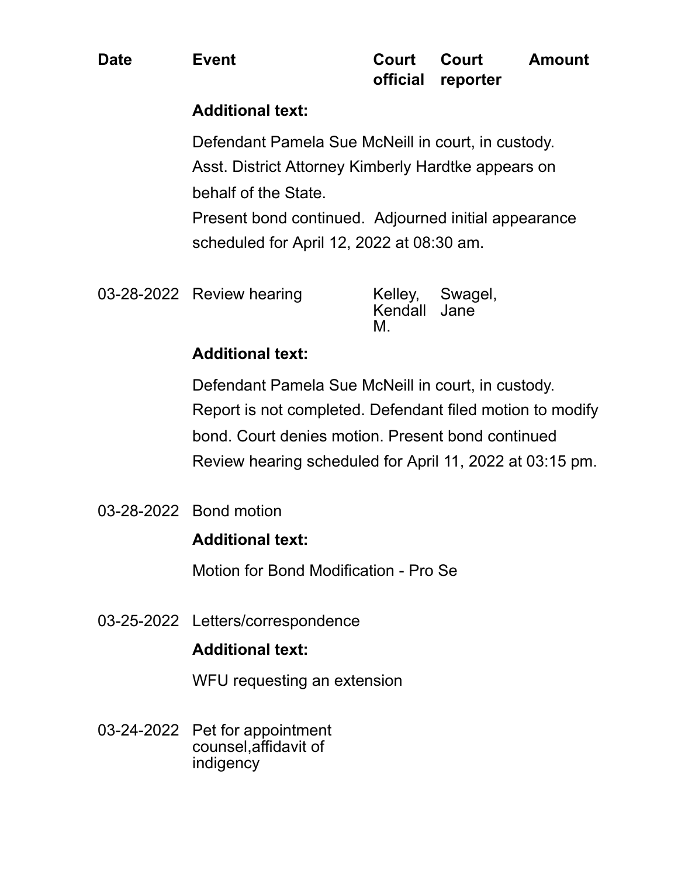| Date | Event | Court official | Court reporter | Amount |
|---|---|---|---|---|

**Additional text:**

Defendant Pamela Sue McNeill in court, in custody.
Asst. District Attorney Kimberly Hardtke appears on behalf of the State.
Present bond continued. Adjourned initial appearance scheduled for April 12, 2022 at 08:30 am.

| Date | Event | Court official | Court reporter | Amount |
|---|---|---|---|---|
| 03-28-2022 | Review hearing | Kelley, Kendall M. | Swagel, Jane | |

**Additional text:**

Defendant Pamela Sue McNeill in court, in custody.
Report is not completed. Defendant filed motion to modify bond. Court denies motion. Present bond continued
Review hearing scheduled for April 11, 2022 at 03:15 pm.

| Date | Event | Court official | Court reporter | Amount |
|---|---|---|---|---|
| 03-28-2022 | Bond motion | | | |

**Additional text:**

Motion for Bond Modification - Pro Se

| Date | Event | Court official | Court reporter | Amount |
|---|---|---|---|---|
| 03-25-2022 | Letters/correspondence | | | |

**Additional text:**

WFU requesting an extension

| Date | Event | Court official | Court reporter | Amount |
|---|---|---|---|---|
| 03-24-2022 | Pet for appointment counsel,affidavit of indigency | | | |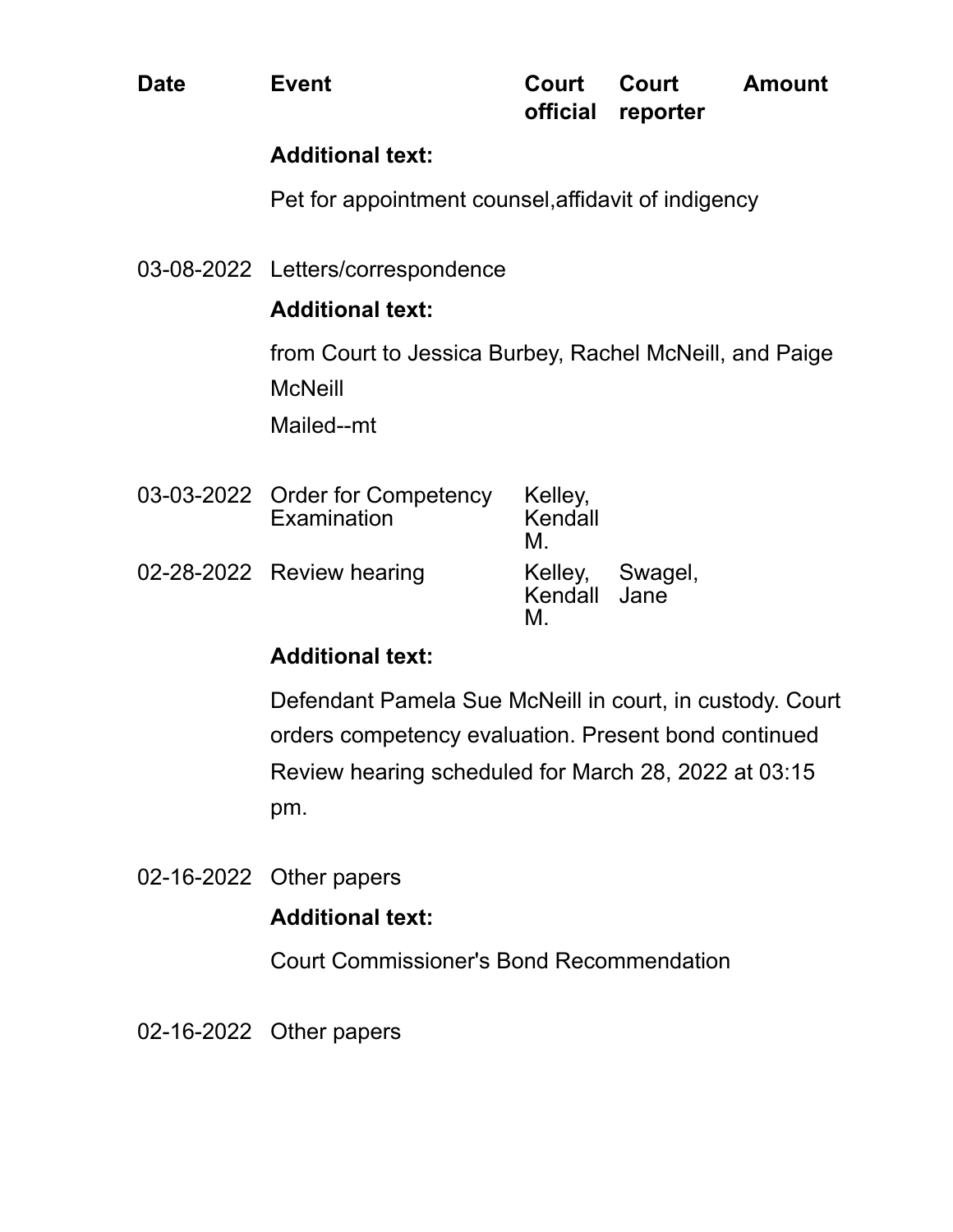| Date | Event | Court official | Court reporter | Amount |
|---|---|---|---|---|
| | **Additional text:** | | | |
| | Pet for appointment counsel,affidavit of indigency | | | |
| 03-08-2022 | Letters/correspondence | | | |
| | **Additional text:** | | | |
| | from Court to Jessica Burbey, Rachel McNeill, and Paige McNeill<br>Mailed--mt | | | |
| 03-03-2022 | Order for Competency Examination | Kelley, Kendall M. | | |
| 02-28-2022 | Review hearing | Kelley, Kendall M. | Swagel, Jane | |
| | **Additional text:** | | | |
| | Defendant Pamela Sue McNeill in court, in custody. Court orders competency evaluation. Present bond continued Review hearing scheduled for March 28, 2022 at 03:15 pm. | | | |
| 02-16-2022 | Other papers | | | |
| | **Additional text:** | | | |
| | Court Commissioner's Bond Recommendation | | | |
| 02-16-2022 | Other papers | | | |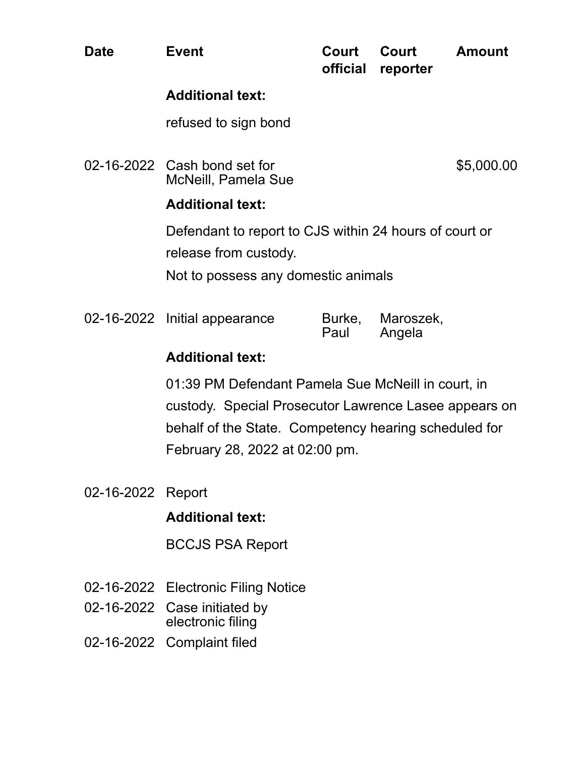| Date | Event | Court official | Court reporter | Amount |
|---|---|---|---|---|

**Additional text:**

refused to sign bond

| Date | Event | Court official | Court reporter | Amount |
|---|---|---|---|---|
| 02-16-2022 | Cash bond set for McNeill, Pamela Sue | | | $5,000.00 |

**Additional text:**

Defendant to report to CJS within 24 hours of court or release from custody.
Not to possess any domestic animals

| Date | Event | Court official | Court reporter | Amount |
|---|---|---|---|---|
| 02-16-2022 | Initial appearance | Burke, Paul | Maroszek, Angela | |

**Additional text:**

01:39 PM Defendant Pamela Sue McNeill in court, in custody. Special Prosecutor Lawrence Lasee appears on behalf of the State. Competency hearing scheduled for February 28, 2022 at 02:00 pm.

| Date | Event | Court official | Court reporter | Amount |
|---|---|---|---|---|
| 02-16-2022 | Report | | | |

**Additional text:**

BCCJS PSA Report

| Date | Event | Court official | Court reporter | Amount |
|---|---|---|---|---|
| 02-16-2022 | Electronic Filing Notice | | | |
| 02-16-2022 | Case initiated by electronic filing | | | |
| 02-16-2022 | Complaint filed | | | |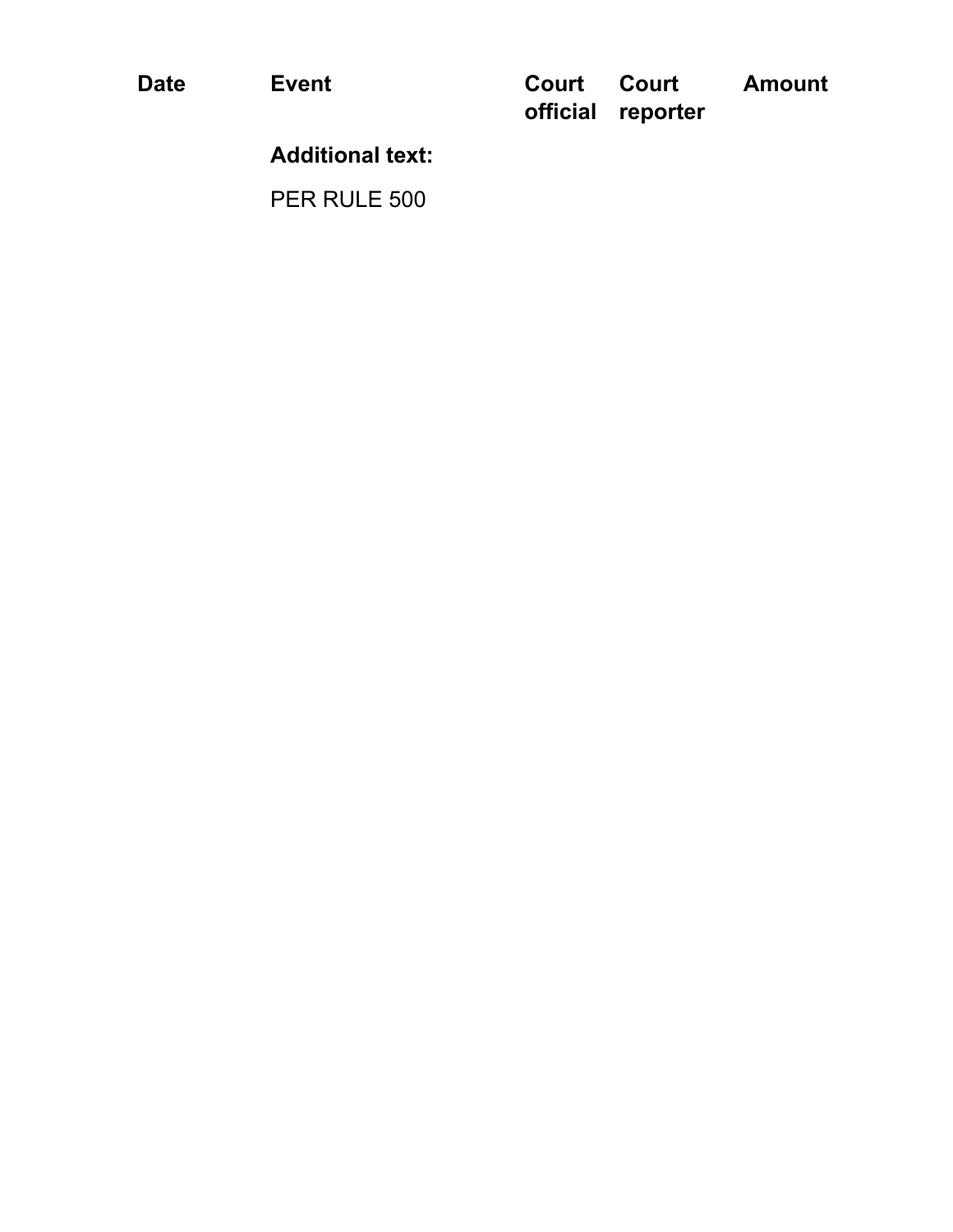| Date | Event | Court official | Court reporter | Amount |
| --- | --- | --- | --- | --- |
| | **Additional text:** | | | |
| | PER RULE 500 | | | |